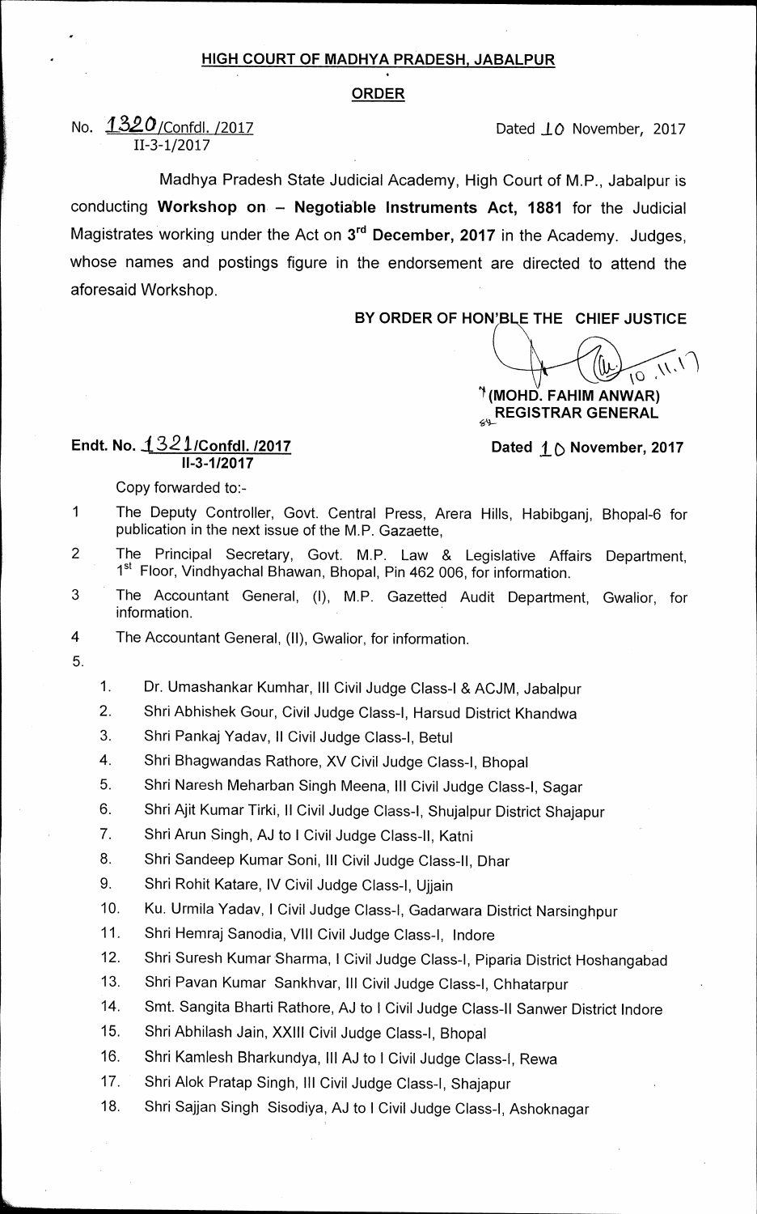**HIGH COURT OF MADHYA PRADESH, JABALPUR**

**ORDER**

No. 1320/Confdl. /2017 Dated 10 November, 2017
II-3-1/2017

Madhya Pradesh State Judicial Academy, High Court of M.P., Jabalpur is conducting **Workshop on – Negotiable Instruments Act, 1881** for the Judicial Magistrates working under the Act on **3rd December, 2017** in the Academy. Judges, whose names and postings figure in the endorsement are directed to attend the aforesaid Workshop.

**BY ORDER OF HON'BLE THE CHIEF JUSTICE**

10.11.17

**(MOHD. FAHIM ANWAR)**
**REGISTRAR GENERAL**

**Endt. No. 1321/Confdl. /2017** **Dated 10 November, 2017**
**II-3-1/2017**

Copy forwarded to:-

1 The Deputy Controller, Govt. Central Press, Arera Hills, Habibganj, Bhopal-6 for publication in the next issue of the M.P. Gazeatte,

2 The Principal Secretary, Govt. M.P. Law & Legislative Affairs Department, 1st Floor, Vindhyachal Bhawan, Bhopal, Pin 462 006, for information.

3 The Accountant General, (I), M.P. Gazetted Audit Department, Gwalior, for information.

4 The Accountant General, (II), Gwalior, for information.

5.

1. Dr. Umashankar Kumhar, III Civil Judge Class-I & ACJM, Jabalpur
2. Shri Abhishek Gour, Civil Judge Class-I, Harsud District Khandwa
3. Shri Pankaj Yadav, II Civil Judge Class-I, Betul
4. Shri Bhagwandas Rathore, XV Civil Judge Class-I, Bhopal
5. Shri Naresh Meharban Singh Meena, III Civil Judge Class-I, Sagar
6. Shri Ajit Kumar Tirki, II Civil Judge Class-I, Shujalpur District Shajapur
7. Shri Arun Singh, AJ to I Civil Judge Class-II, Katni
8. Shri Sandeep Kumar Soni, III Civil Judge Class-II, Dhar
9. Shri Rohit Katare, IV Civil Judge Class-I, Ujjain
10. Ku. Urmila Yadav, I Civil Judge Class-I, Gadarwara District Narsinghpur
11. Shri Hemraj Sanodia, VIII Civil Judge Class-I, Indore
12. Shri Suresh Kumar Sharma, I Civil Judge Class-I, Piparia District Hoshangabad
13. Shri Pavan Kumar Sankhvar, III Civil Judge Class-I, Chhatarpur
14. Smt. Sangita Bharti Rathore, AJ to I Civil Judge Class-II Sanwer District Indore
15. Shri Abhilash Jain, XXIII Civil Judge Class-I, Bhopal
16. Shri Kamlesh Bharkundya, III AJ to I Civil Judge Class-I, Rewa
17. Shri Alok Pratap Singh, III Civil Judge Class-I, Shajapur
18. Shri Sajjan Singh Sisodiya, AJ to I Civil Judge Class-I, Ashoknagar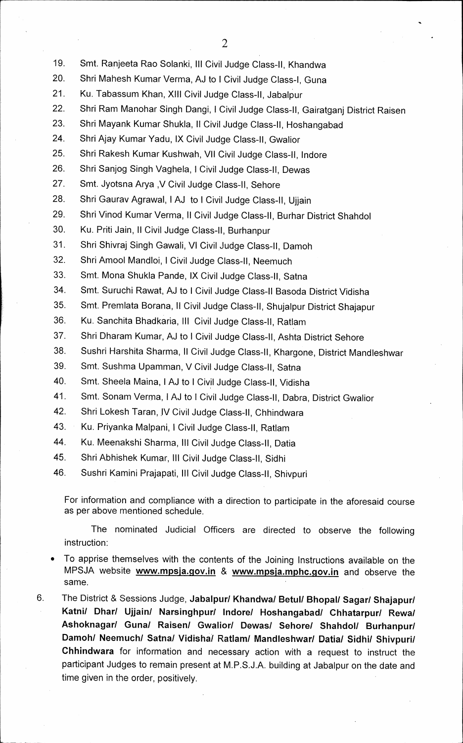19. Smt. Ranjeeta Rao Solanki, III Civil Judge Class-II, Khandwa
20. Shri Mahesh Kumar Verma, AJ to I Civil Judge Class-I, Guna
21. Ku. Tabassum Khan, XIII Civil Judge Class-II, Jabalpur
22. Shri Ram Manohar Singh Dangi, I Civil Judge Class-II, Gairatganj District Raisen
23. Shri Mayank Kumar Shukla, II Civil Judge Class-II, Hoshangabad
24. Shri Ajay Kumar Yadu, IX Civil Judge Class-II, Gwalior
25. Shri Rakesh Kumar Kushwah, VII Civil Judge Class-II, Indore
26. Shri Sanjog Singh Vaghela, I Civil Judge Class-II, Dewas
27. Smt. Jyotsna Arya ,V Civil Judge Class-II, Sehore
28. Shri Gaurav Agrawal, I AJ to I Civil Judge Class-II, Ujjain
29. Shri Vinod Kumar Verma, II Civil Judge Class-II, Burhar District Shahdol
30. Ku. Priti Jain, II Civil Judge Class-II, Burhanpur
31. Shri Shivraj Singh Gawali, VI Civil Judge Class-II, Damoh
32. Shri Amool Mandloi, I Civil Judge Class-II, Neemuch
33. Smt. Mona Shukla Pande, IX Civil Judge Class-II, Satna
34. Smt. Suruchi Rawat, AJ to I Civil Judge Class-II Basoda District Vidisha
35. Smt. Premlata Borana, II Civil Judge Class-II, Shujalpur District Shajapur
36. Ku. Sanchita Bhadkaria, III Civil Judge Class-II, Ratlam
37. Shri Dharam Kumar, AJ to I Civil Judge Class-II, Ashta District Sehore
38. Sushri Harshita Sharma, II Civil Judge Class-II, Khargone, District Mandleshwar
39. Smt. Sushma Upamman, V Civil Judge Class-II, Satna
40. Smt. Sheela Maina, I AJ to I Civil Judge Class-II, Vidisha
41. Smt. Sonam Verma, I AJ to I Civil Judge Class-II, Dabra, District Gwalior
42. Shri Lokesh Taran, IV Civil Judge Class-II, Chhindwara
43. Ku. Priyanka Malpani, I Civil Judge Class-II, Ratlam
44. Ku. Meenakshi Sharma, III Civil Judge Class-II, Datia
45. Shri Abhishek Kumar, III Civil Judge Class-II, Sidhi
46. Sushri Kamini Prajapati, III Civil Judge Class-II, Shivpuri

For information and compliance with a direction to participate in the aforesaid course as per above mentioned schedule.

The nominated Judicial Officers are directed to observe the following instruction:

- To apprise themselves with the contents of the Joining Instructions available on the MPSJA website **www.mpsja.gov.in** & **www.mpsja.mphc.gov.in** and observe the same.

6. The District & Sessions Judge, **Jabalpur/ Khandwa/ Betul/ Bhopal/ Sagar/ Shajapur/ Katni/ Dhar/ Ujjain/ Narsinghpur/ Indore/ Hoshangabad/ Chhatarpur/ Rewa/ Ashoknagar/ Guna/ Raisen/ Gwalior/ Dewas/ Sehore/ Shahdol/ Burhanpur/ Damoh/ Neemuch/ Satna/ Vidisha/ Ratlam/ Mandleshwar/ Datia/ Sidhi/ Shivpuri/ Chhindwara** for information and necessary action with a request to instruct the participant Judges to remain present at M.P.S.J.A. building at Jabalpur on the date and time given in the order, positively.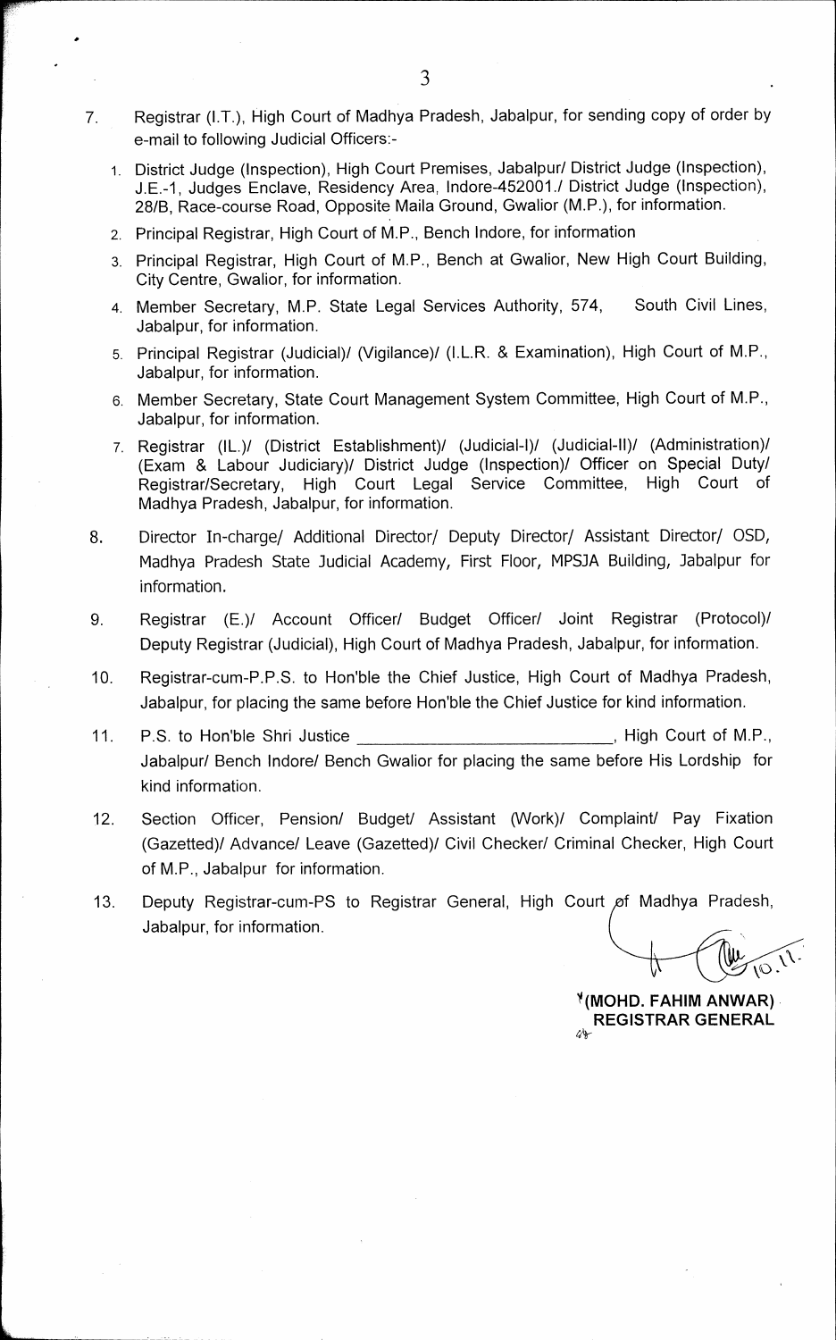7. Registrar (I.T.), High Court of Madhya Pradesh, Jabalpur, for sending copy of order by e-mail to following Judicial Officers:-

   1. District Judge (Inspection), High Court Premises, Jabalpur/ District Judge (Inspection), J.E.-1, Judges Enclave, Residency Area, Indore-452001./ District Judge (Inspection), 28/B, Race-course Road, Opposite Maila Ground, Gwalior (M.P.), for information.
   2. Principal Registrar, High Court of M.P., Bench Indore, for information
   3. Principal Registrar, High Court of M.P., Bench at Gwalior, New High Court Building, City Centre, Gwalior, for information.
   4. Member Secretary, M.P. State Legal Services Authority, 574, South Civil Lines, Jabalpur, for information.
   5. Principal Registrar (Judicial)/ (Vigilance)/ (I.L.R. & Examination), High Court of M.P., Jabalpur, for information.
   6. Member Secretary, State Court Management System Committee, High Court of M.P., Jabalpur, for information.
   7. Registrar (IL.)/ (District Establishment)/ (Judicial-I)/ (Judicial-II)/ (Administration)/ (Exam & Labour Judiciary)/ District Judge (Inspection)/ Officer on Special Duty/ Registrar/Secretary, High Court Legal Service Committee, High Court of Madhya Pradesh, Jabalpur, for information.

8. Director In-charge/ Additional Director/ Deputy Director/ Assistant Director/ OSD, Madhya Pradesh State Judicial Academy, First Floor, MPSJA Building, Jabalpur for information.

9. Registrar (E.)/ Account Officer/ Budget Officer/ Joint Registrar (Protocol)/ Deputy Registrar (Judicial), High Court of Madhya Pradesh, Jabalpur, for information.

10. Registrar-cum-P.P.S. to Hon'ble the Chief Justice, High Court of Madhya Pradesh, Jabalpur, for placing the same before Hon'ble the Chief Justice for kind information.

11. P.S. to Hon'ble Shri Justice ______________________________, High Court of M.P., Jabalpur/ Bench Indore/ Bench Gwalior for placing the same before His Lordship for kind information.

12. Section Officer, Pension/ Budget/ Assistant (Work)/ Complaint/ Pay Fixation (Gazetted)/ Advance/ Leave (Gazetted)/ Civil Checker/ Criminal Checker, High Court of M.P., Jabalpur for information.

13. Deputy Registrar-cum-PS to Registrar General, High Court of Madhya Pradesh, Jabalpur, for information.

10.11.

**(MOHD. FAHIM ANWAR)**
**REGISTRAR GENERAL**